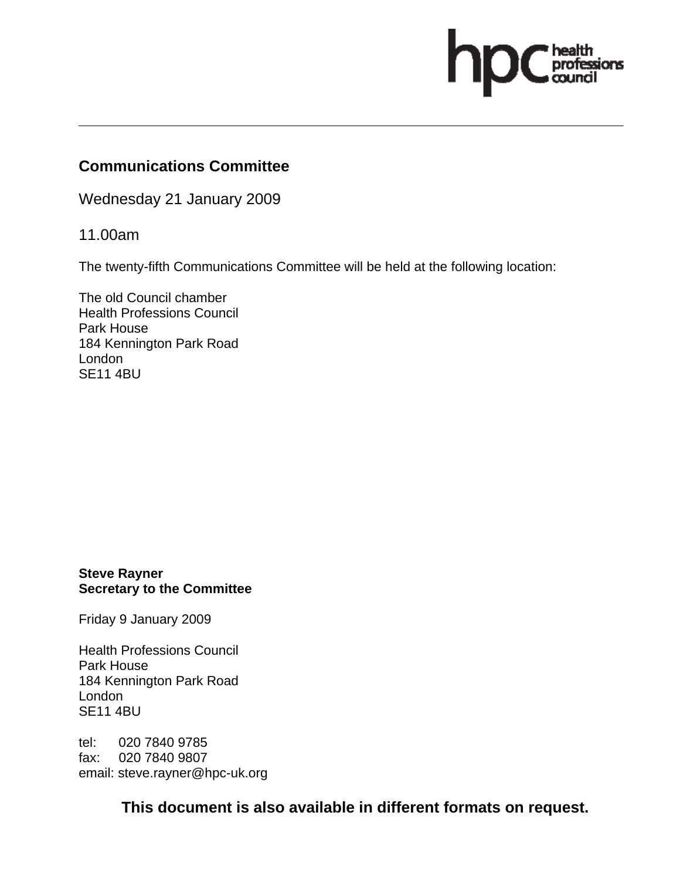## Communications Committee

Wednesday 21 January 2009

11.00am

The twenty-fifth Communications Committee will be held at the following location:

The old Council chamber
Health Professions Council
Park House
184 Kennington Park Road
London
SE11 4BU

**Steve Rayner**
**Secretary to the Committee**

Friday 9 January 2009

Health Professions Council
Park House
184 Kennington Park Road
London
SE11 4BU

tel: 020 7840 9785
fax: 020 7840 9807
email: steve.rayner@hpc-uk.org

**This document is also available in different formats on request.**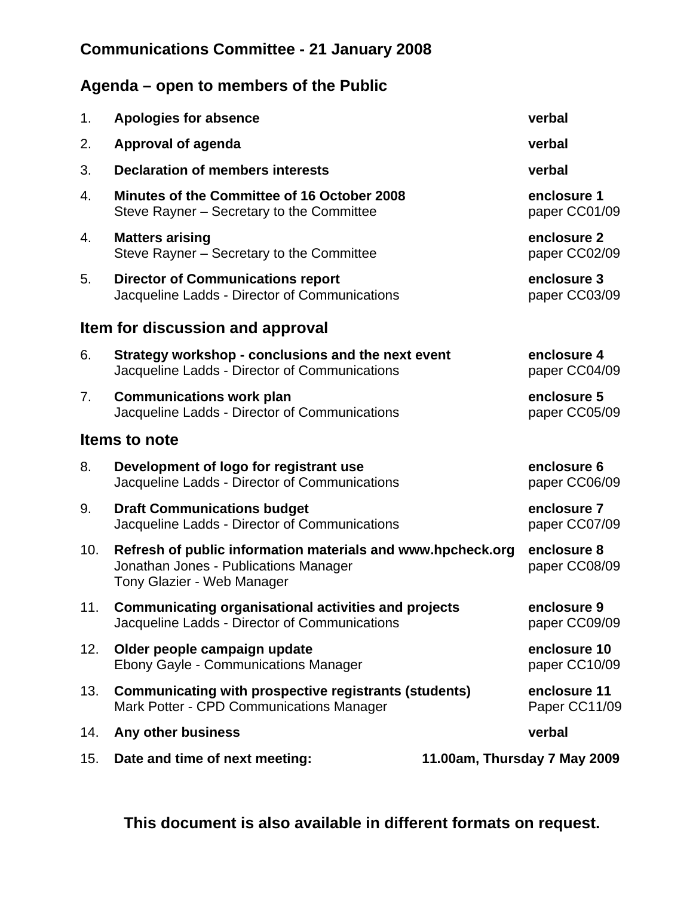## Communications Committee - 21 January 2008

## Agenda – open to members of the Public

| | | |
|---|---|---|
| 1. | **Apologies for absence** | **verbal** |
| 2. | **Approval of agenda** | **verbal** |
| 3. | **Declaration of members interests** | **verbal** |
| 4. | **Minutes of the Committee of 16 October 2008**<br>Steve Rayner – Secretary to the Committee | **enclosure 1**<br>paper CC01/09 |
| 4. | **Matters arising**<br>Steve Rayner – Secretary to the Committee | **enclosure 2**<br>paper CC02/09 |
| 5. | **Director of Communications report**<br>Jacqueline Ladds - Director of Communications | **enclosure 3**<br>paper CC03/09 |

### Item for discussion and approval

| | | |
|---|---|---|
| 6. | **Strategy workshop - conclusions and the next event**<br>Jacqueline Ladds - Director of Communications | **enclosure 4**<br>paper CC04/09 |
| 7. | **Communications work plan**<br>Jacqueline Ladds - Director of Communications | **enclosure 5**<br>paper CC05/09 |

### Items to note

| | | |
|---|---|---|
| 8. | **Development of logo for registrant use**<br>Jacqueline Ladds - Director of Communications | **enclosure 6**<br>paper CC06/09 |
| 9. | **Draft Communications budget**<br>Jacqueline Ladds - Director of Communications | **enclosure 7**<br>paper CC07/09 |
| 10. | **Refresh of public information materials and www.hpcheck.org**<br>Jonathan Jones - Publications Manager<br>Tony Glazier - Web Manager | **enclosure 8**<br>paper CC08/09 |
| 11. | **Communicating organisational activities and projects**<br>Jacqueline Ladds - Director of Communications | **enclosure 9**<br>paper CC09/09 |
| 12. | **Older people campaign update**<br>Ebony Gayle - Communications Manager | **enclosure 10**<br>paper CC10/09 |
| 13. | **Communicating with prospective registrants (students)**<br>Mark Potter - CPD Communications Manager | **enclosure 11**<br>Paper CC11/09 |
| 14. | **Any other business** | **verbal** |
| 15. | **Date and time of next meeting:** | **11.00am, Thursday 7 May 2009** |

**This document is also available in different formats on request.**